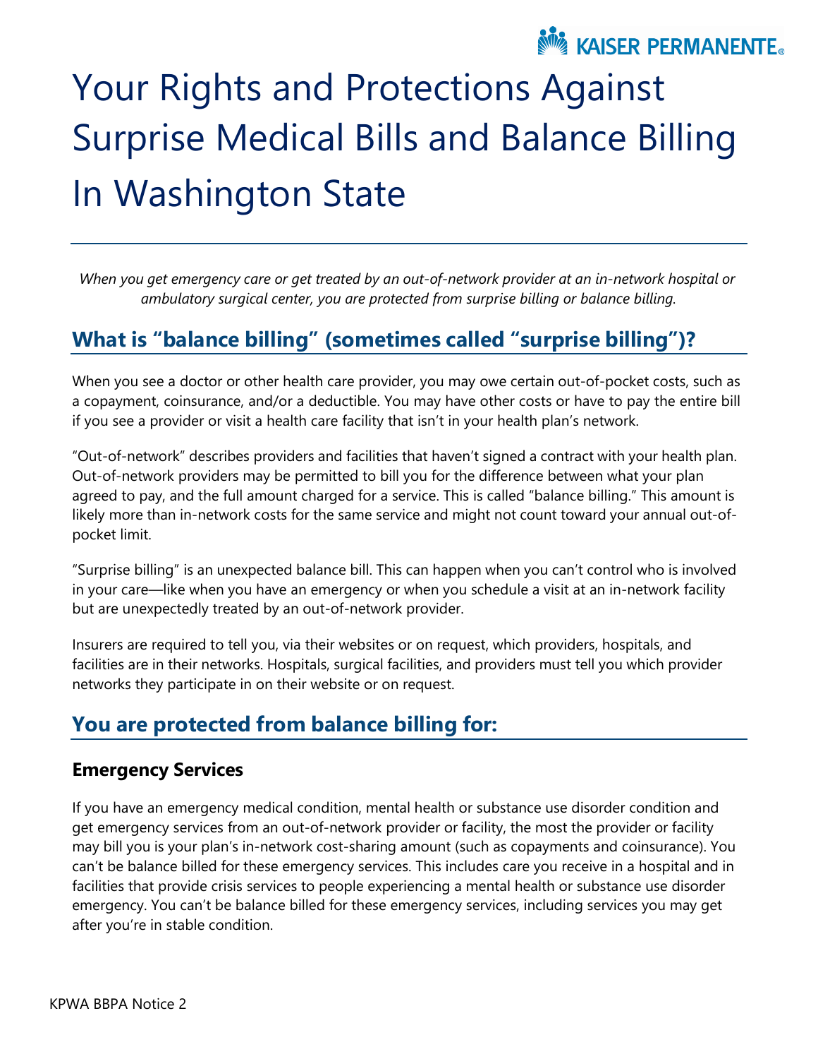# Your Rights and Protections Against Surprise Medical Bills and Balance Billing In Washington State

*When you get emergency care or get treated by an out-of-network provider at an in-network hospital or ambulatory surgical center, you are protected from surprise billing or balance billing.*

## What is "balance billing" (sometimes called "surprise billing")?

When you see a doctor or other health care provider, you may owe certain out-of-pocket costs, such as a copayment, coinsurance, and/or a deductible. You may have other costs or have to pay the entire bill if you see a provider or visit a health care facility that isn't in your health plan's network.

"Out-of-network" describes providers and facilities that haven't signed a contract with your health plan. Out-of-network providers may be permitted to bill you for the difference between what your plan agreed to pay, and the full amount charged for a service. This is called "balance billing." This amount is likely more than in-network costs for the same service and might not count toward your annual out-of-pocket limit.

"Surprise billing" is an unexpected balance bill. This can happen when you can't control who is involved in your care—like when you have an emergency or when you schedule a visit at an in-network facility but are unexpectedly treated by an out-of-network provider.

Insurers are required to tell you, via their websites or on request, which providers, hospitals, and facilities are in their networks. Hospitals, surgical facilities, and providers must tell you which provider networks they participate in on their website or on request.

## You are protected from balance billing for:

### Emergency Services

If you have an emergency medical condition, mental health or substance use disorder condition and get emergency services from an out-of-network provider or facility, the most the provider or facility may bill you is your plan's in-network cost-sharing amount (such as copayments and coinsurance). You can't be balance billed for these emergency services. This includes care you receive in a hospital and in facilities that provide crisis services to people experiencing a mental health or substance use disorder emergency. You can't be balance billed for these emergency services, including services you may get after you're in stable condition.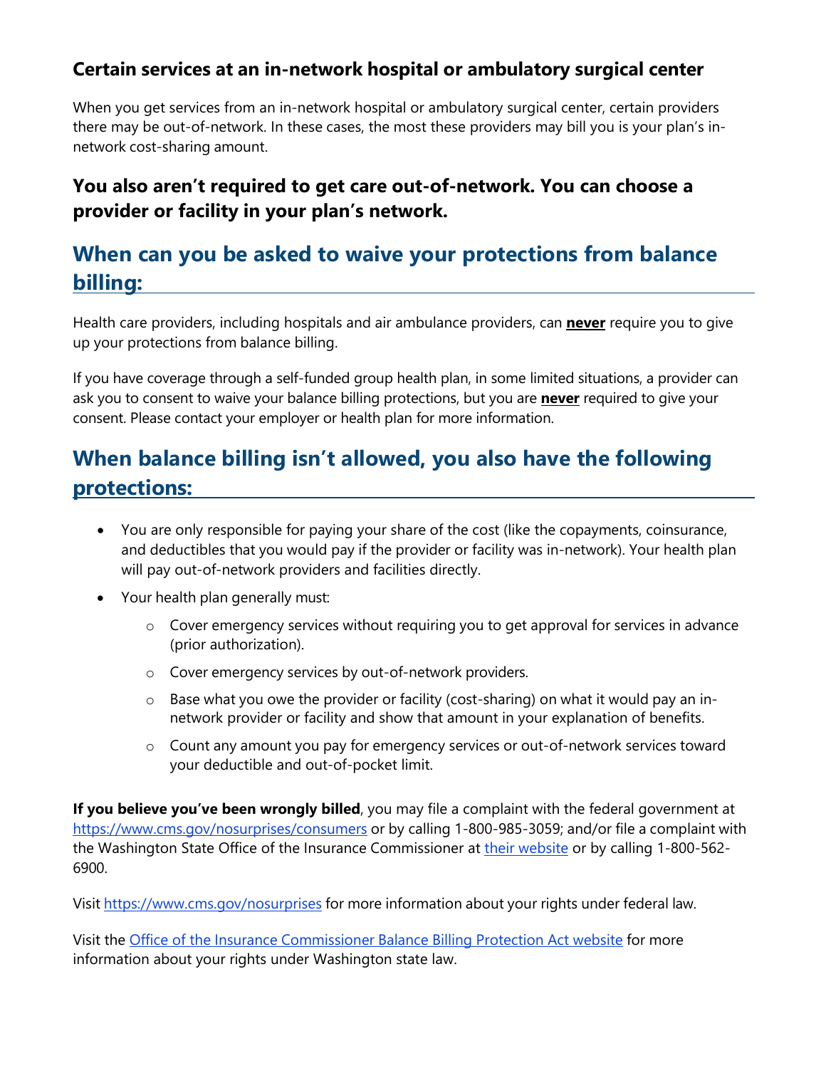### Certain services at an in-network hospital or ambulatory surgical center

When you get services from an in-network hospital or ambulatory surgical center, certain providers there may be out-of-network. In these cases, the most these providers may bill you is your plan's in-network cost-sharing amount.

### You also aren't required to get care out-of-network. You can choose a provider or facility in your plan's network.

## When can you be asked to waive your protections from balance billing:

Health care providers, including hospitals and air ambulance providers, can **never** require you to give up your protections from balance billing.

If you have coverage through a self-funded group health plan, in some limited situations, a provider can ask you to consent to waive your balance billing protections, but you are **never** required to give your consent. Please contact your employer or health plan for more information.

## When balance billing isn't allowed, you also have the following protections:

- You are only responsible for paying your share of the cost (like the copayments, coinsurance, and deductibles that you would pay if the provider or facility was in-network). Your health plan will pay out-of-network providers and facilities directly.
- Your health plan generally must:
  - Cover emergency services without requiring you to get approval for services in advance (prior authorization).
  - Cover emergency services by out-of-network providers.
  - Base what you owe the provider or facility (cost-sharing) on what it would pay an in-network provider or facility and show that amount in your explanation of benefits.
  - Count any amount you pay for emergency services or out-of-network services toward your deductible and out-of-pocket limit.

**If you believe you've been wrongly billed**, you may file a complaint with the federal government at https://www.cms.gov/nosurprises/consumers or by calling 1-800-985-3059; and/or file a complaint with the Washington State Office of the Insurance Commissioner at their website or by calling 1-800-562-6900.

Visit https://www.cms.gov/nosurprises for more information about your rights under federal law.

Visit the Office of the Insurance Commissioner Balance Billing Protection Act website for more information about your rights under Washington state law.